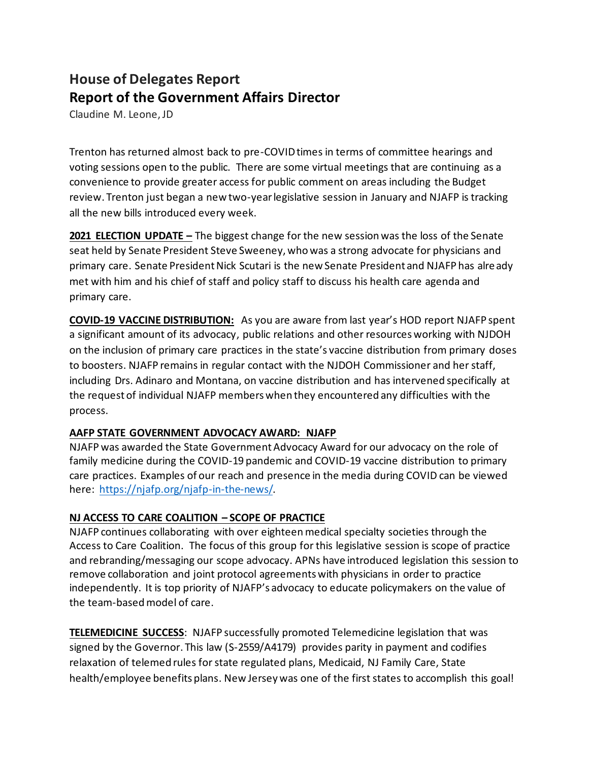# House of Delegates Report

# Report of the Government Affairs Director

Claudine M. Leone, JD

Trenton has returned almost back to pre-COVID times in terms of committee hearings and voting sessions open to the public. There are some virtual meetings that are continuing as a convenience to provide greater access for public comment on areas including the Budget review. Trenton just began a new two-year legislative session in January and NJAFP is tracking all the new bills introduced every week.

**2021 ELECTION UPDATE –** The biggest change for the new session was the loss of the Senate seat held by Senate President Steve Sweeney, who was a strong advocate for physicians and primary care. Senate President Nick Scutari is the new Senate President and NJAFP has already met with him and his chief of staff and policy staff to discuss his health care agenda and primary care.

**COVID-19 VACCINE DISTRIBUTION:** As you are aware from last year's HOD report NJAFP spent a significant amount of its advocacy, public relations and other resources working with NJDOH on the inclusion of primary care practices in the state's vaccine distribution from primary doses to boosters. NJAFP remains in regular contact with the NJDOH Commissioner and her staff, including Drs. Adinaro and Montana, on vaccine distribution and has intervened specifically at the request of individual NJAFP members when they encountered any difficulties with the process.

**AAFP STATE GOVERNMENT ADVOCACY AWARD: NJAFP**

NJAFP was awarded the State Government Advocacy Award for our advocacy on the role of family medicine during the COVID-19 pandemic and COVID-19 vaccine distribution to primary care practices. Examples of our reach and presence in the media during COVID can be viewed here: https://njafp.org/njafp-in-the-news/.

**NJ ACCESS TO CARE COALITION – SCOPE OF PRACTICE**

NJAFP continues collaborating with over eighteen medical specialty societies through the Access to Care Coalition. The focus of this group for this legislative session is scope of practice and rebranding/messaging our scope advocacy. APNs have introduced legislation this session to remove collaboration and joint protocol agreements with physicians in order to practice independently. It is top priority of NJAFP's advocacy to educate policymakers on the value of the team-based model of care.

**TELEMEDICINE SUCCESS**: NJAFP successfully promoted Telemedicine legislation that was signed by the Governor. This law (S-2559/A4179) provides parity in payment and codifies relaxation of telemed rules for state regulated plans, Medicaid, NJ Family Care, State health/employee benefits plans. New Jersey was one of the first states to accomplish this goal!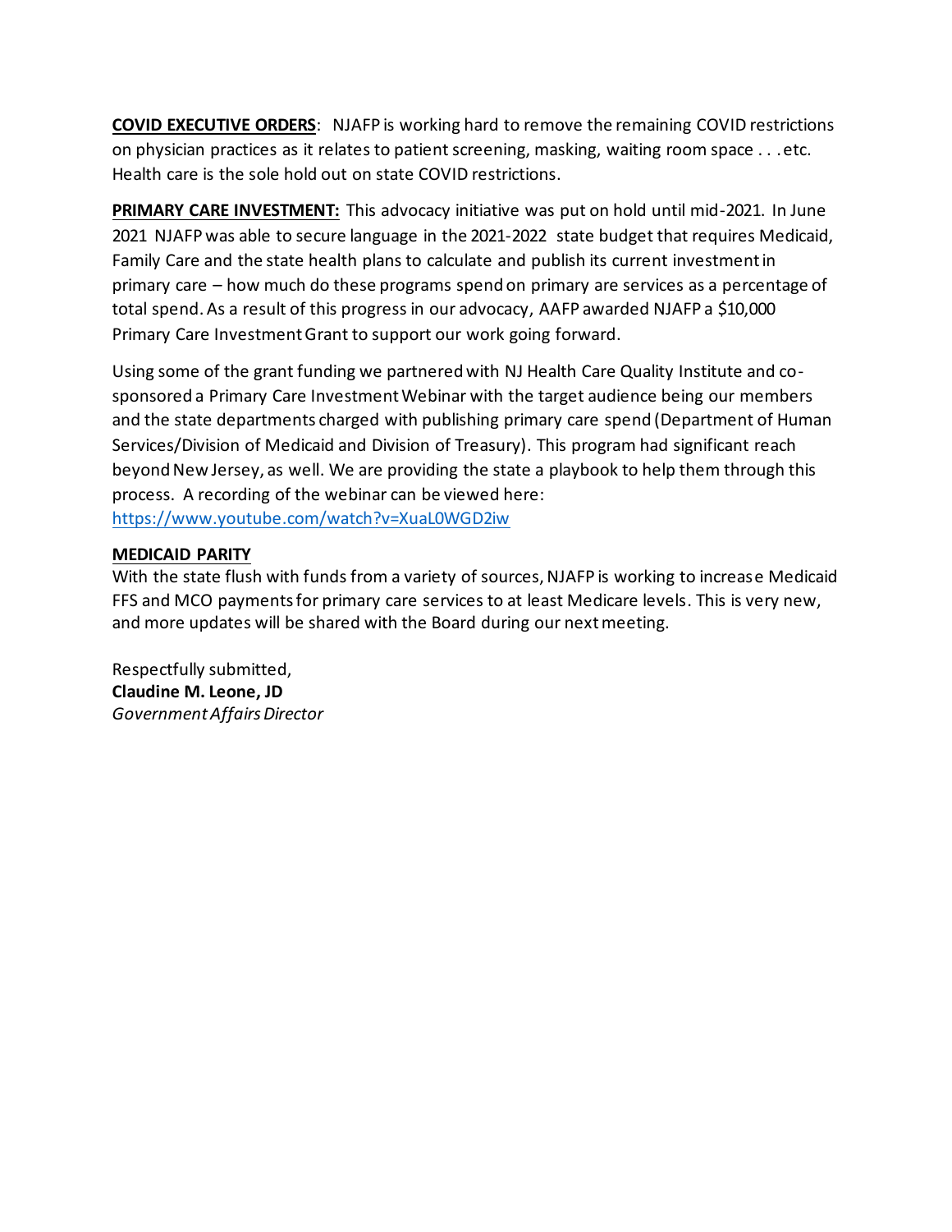**COVID EXECUTIVE ORDERS**: NJAFP is working hard to remove the remaining COVID restrictions on physician practices as it relates to patient screening, masking, waiting room space . . . etc. Health care is the sole hold out on state COVID restrictions.

**PRIMARY CARE INVESTMENT:** This advocacy initiative was put on hold until mid-2021. In June 2021 NJAFP was able to secure language in the 2021-2022 state budget that requires Medicaid, Family Care and the state health plans to calculate and publish its current investment in primary care – how much do these programs spend on primary are services as a percentage of total spend. As a result of this progress in our advocacy, AAFP awarded NJAFP a $10,000 Primary Care Investment Grant to support our work going forward.

Using some of the grant funding we partnered with NJ Health Care Quality Institute and co-sponsored a Primary Care Investment Webinar with the target audience being our members and the state departments charged with publishing primary care spend (Department of Human Services/Division of Medicaid and Division of Treasury). This program had significant reach beyond New Jersey, as well. We are providing the state a playbook to help them through this process. A recording of the webinar can be viewed here: https://www.youtube.com/watch?v=XuaL0WGD2iw

**MEDICAID PARITY**

With the state flush with funds from a variety of sources, NJAFP is working to increase Medicaid FFS and MCO payments for primary care services to at least Medicare levels. This is very new, and more updates will be shared with the Board during our next meeting.

Respectfully submitted,
**Claudine M. Leone, JD**
*Government Affairs Director*